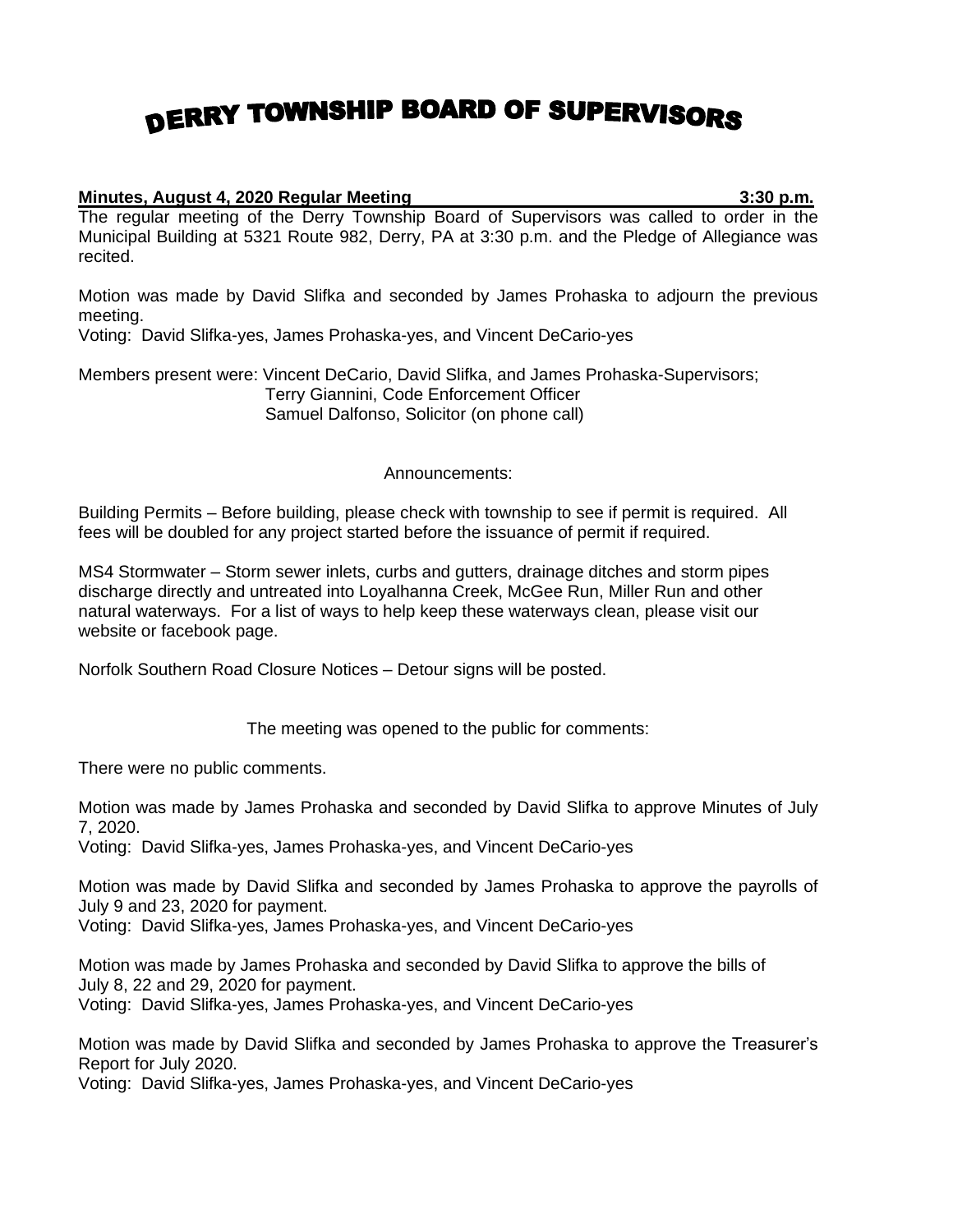# DERRY TOWNSHIP BOARD OF SUPERVISORS

**Minutes, August 4, 2020 Regular Meeting 3:30 p.m.**

The regular meeting of the Derry Township Board of Supervisors was called to order in the Municipal Building at 5321 Route 982, Derry, PA at 3:30 p.m. and the Pledge of Allegiance was recited.

Motion was made by David Slifka and seconded by James Prohaska to adjourn the previous meeting.
Voting: David Slifka-yes, James Prohaska-yes, and Vincent DeCario-yes

Members present were: Vincent DeCario, David Slifka, and James Prohaska-Supervisors;
Terry Giannini, Code Enforcement Officer
Samuel Dalfonso, Solicitor (on phone call)

Announcements:

Building Permits – Before building, please check with township to see if permit is required. All fees will be doubled for any project started before the issuance of permit if required.

MS4 Stormwater – Storm sewer inlets, curbs and gutters, drainage ditches and storm pipes discharge directly and untreated into Loyalhanna Creek, McGee Run, Miller Run and other natural waterways. For a list of ways to help keep these waterways clean, please visit our website or facebook page.

Norfolk Southern Road Closure Notices – Detour signs will be posted.

The meeting was opened to the public for comments:

There were no public comments.

Motion was made by James Prohaska and seconded by David Slifka to approve Minutes of July 7, 2020.
Voting: David Slifka-yes, James Prohaska-yes, and Vincent DeCario-yes

Motion was made by David Slifka and seconded by James Prohaska to approve the payrolls of July 9 and 23, 2020 for payment.
Voting: David Slifka-yes, James Prohaska-yes, and Vincent DeCario-yes

Motion was made by James Prohaska and seconded by David Slifka to approve the bills of July 8, 22 and 29, 2020 for payment.
Voting: David Slifka-yes, James Prohaska-yes, and Vincent DeCario-yes

Motion was made by David Slifka and seconded by James Prohaska to approve the Treasurer's Report for July 2020.
Voting: David Slifka-yes, James Prohaska-yes, and Vincent DeCario-yes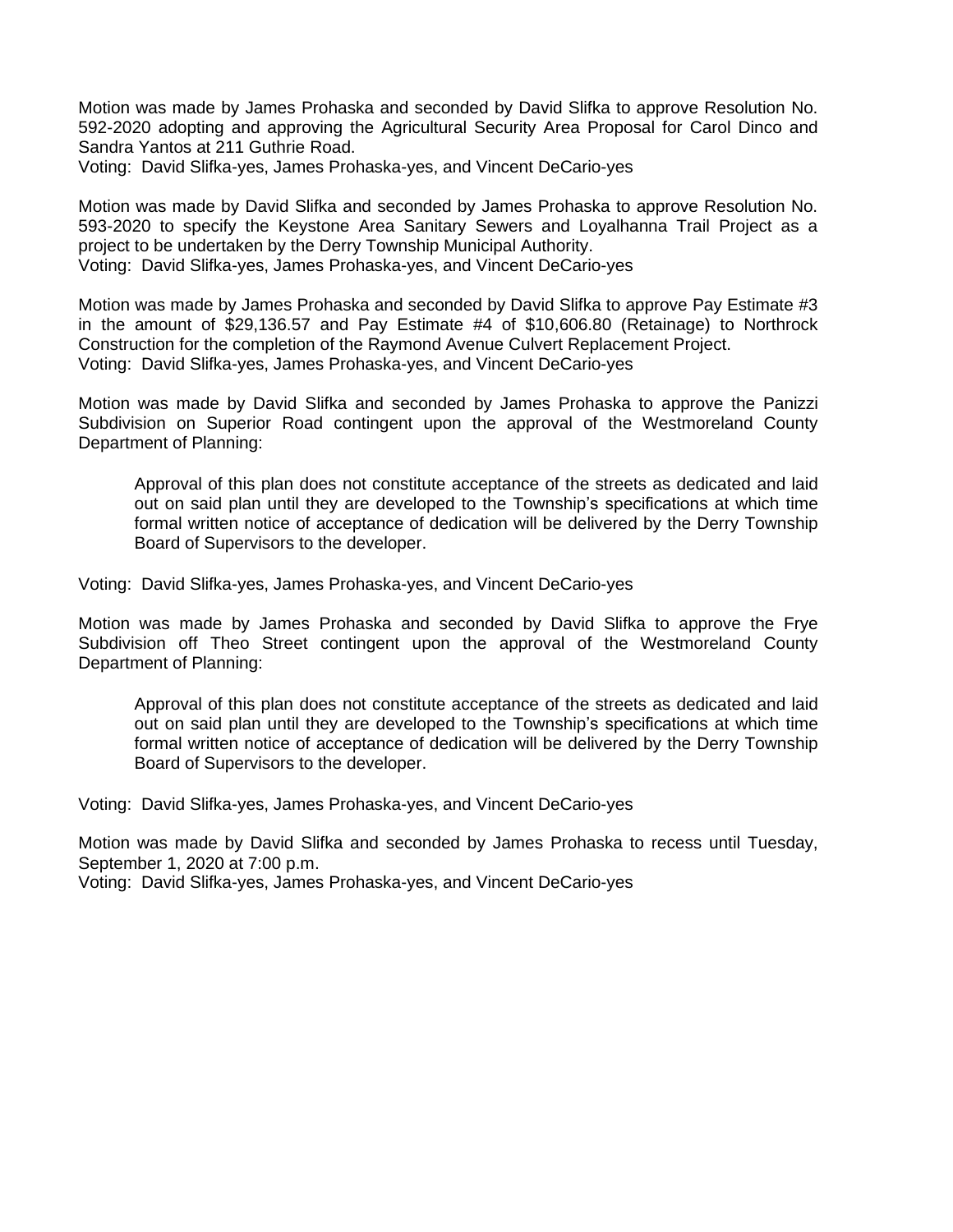Motion was made by James Prohaska and seconded by David Slifka to approve Resolution No. 592-2020 adopting and approving the Agricultural Security Area Proposal for Carol Dinco and Sandra Yantos at 211 Guthrie Road.
Voting: David Slifka-yes, James Prohaska-yes, and Vincent DeCario-yes

Motion was made by David Slifka and seconded by James Prohaska to approve Resolution No. 593-2020 to specify the Keystone Area Sanitary Sewers and Loyalhanna Trail Project as a project to be undertaken by the Derry Township Municipal Authority.
Voting: David Slifka-yes, James Prohaska-yes, and Vincent DeCario-yes

Motion was made by James Prohaska and seconded by David Slifka to approve Pay Estimate #3 in the amount of $29,136.57 and Pay Estimate #4 of $10,606.80 (Retainage) to Northrock Construction for the completion of the Raymond Avenue Culvert Replacement Project.
Voting: David Slifka-yes, James Prohaska-yes, and Vincent DeCario-yes

Motion was made by David Slifka and seconded by James Prohaska to approve the Panizzi Subdivision on Superior Road contingent upon the approval of the Westmoreland County Department of Planning:

> Approval of this plan does not constitute acceptance of the streets as dedicated and laid out on said plan until they are developed to the Township's specifications at which time formal written notice of acceptance of dedication will be delivered by the Derry Township Board of Supervisors to the developer.

Voting: David Slifka-yes, James Prohaska-yes, and Vincent DeCario-yes

Motion was made by James Prohaska and seconded by David Slifka to approve the Frye Subdivision off Theo Street contingent upon the approval of the Westmoreland County Department of Planning:

> Approval of this plan does not constitute acceptance of the streets as dedicated and laid out on said plan until they are developed to the Township's specifications at which time formal written notice of acceptance of dedication will be delivered by the Derry Township Board of Supervisors to the developer.

Voting: David Slifka-yes, James Prohaska-yes, and Vincent DeCario-yes

Motion was made by David Slifka and seconded by James Prohaska to recess until Tuesday, September 1, 2020 at 7:00 p.m.
Voting: David Slifka-yes, James Prohaska-yes, and Vincent DeCario-yes